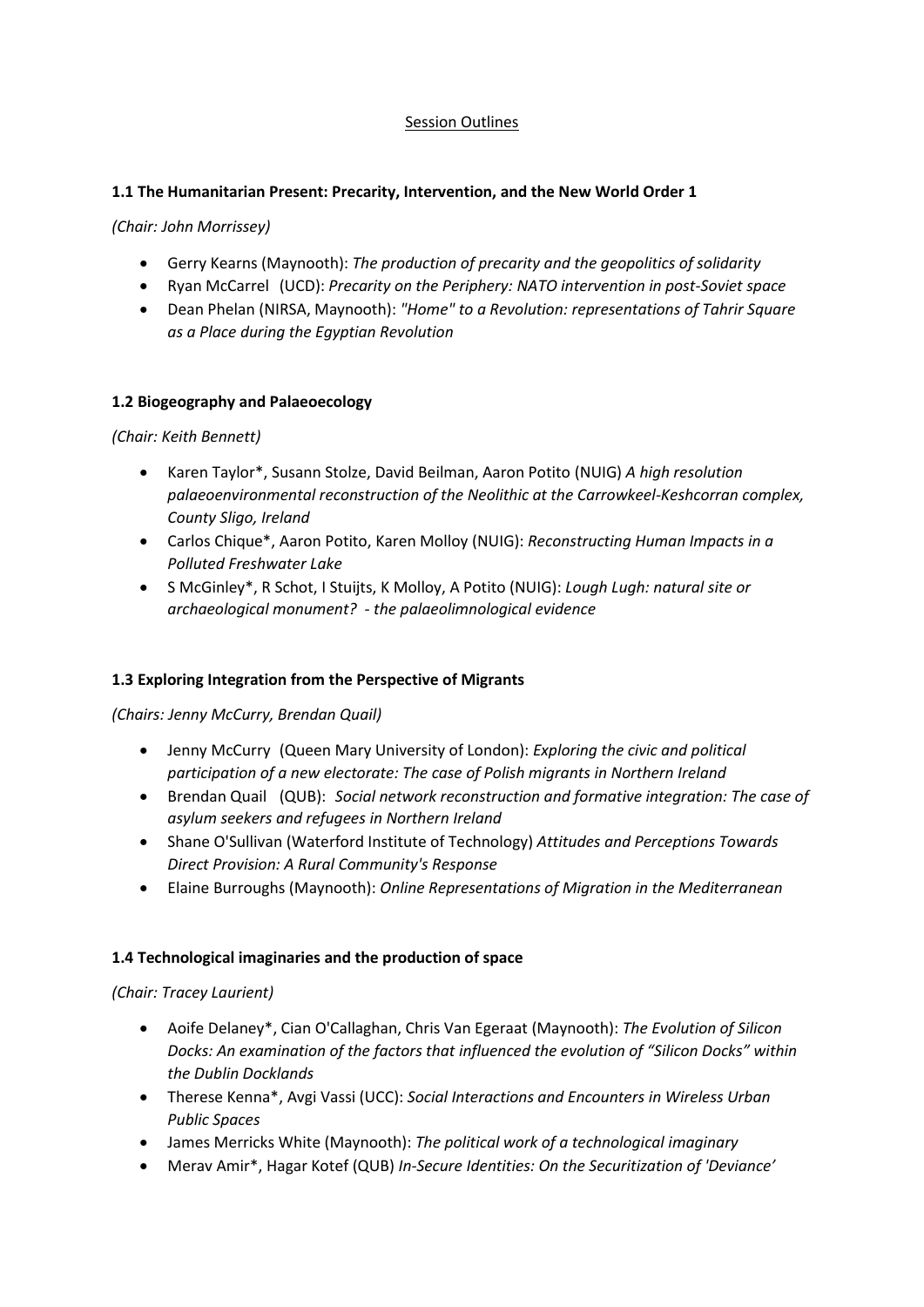## Session Outlines

### 1.1 The Humanitarian Present: Precarity, Intervention, and the New World Order 1

*(Chair: John Morrissey)*

- Gerry Kearns (Maynooth): *The production of precarity and the geopolitics of solidarity*
- Ryan McCarrel (UCD): *Precarity on the Periphery: NATO intervention in post-Soviet space*
- Dean Phelan (NIRSA, Maynooth): *"Home" to a Revolution: representations of Tahrir Square as a Place during the Egyptian Revolution*

### 1.2 Biogeography and Palaeoecology

*(Chair: Keith Bennett)*

- Karen Taylor*, Susann Stolze, David Beilman, Aaron Potito (NUIG) *A high resolution palaeoenvironmental reconstruction of the Neolithic at the Carrowkeel-Keshcorran complex, County Sligo, Ireland*
- Carlos Chique*, Aaron Potito, Karen Molloy (NUIG): *Reconstructing Human Impacts in a Polluted Freshwater Lake*
- S McGinley*, R Schot, I Stuijts, K Molloy, A Potito (NUIG): *Lough Lugh: natural site or archaeological monument? - the palaeolimnological evidence*

### 1.3 Exploring Integration from the Perspective of Migrants

*(Chairs: Jenny McCurry, Brendan Quail)*

- Jenny McCurry (Queen Mary University of London): *Exploring the civic and political participation of a new electorate: The case of Polish migrants in Northern Ireland*
- Brendan Quail (QUB): *Social network reconstruction and formative integration: The case of asylum seekers and refugees in Northern Ireland*
- Shane O'Sullivan (Waterford Institute of Technology) *Attitudes and Perceptions Towards Direct Provision: A Rural Community's Response*
- Elaine Burroughs (Maynooth): *Online Representations of Migration in the Mediterranean*

### 1.4 Technological imaginaries and the production of space

*(Chair: Tracey Laurient)*

- Aoife Delaney*, Cian O'Callaghan, Chris Van Egeraat (Maynooth): *The Evolution of Silicon Docks: An examination of the factors that influenced the evolution of "Silicon Docks" within the Dublin Docklands*
- Therese Kenna*, Avgi Vassi (UCC): *Social Interactions and Encounters in Wireless Urban Public Spaces*
- James Merricks White (Maynooth): *The political work of a technological imaginary*
- Merav Amir*, Hagar Kotef (QUB) *In-Secure Identities: On the Securitization of 'Deviance'*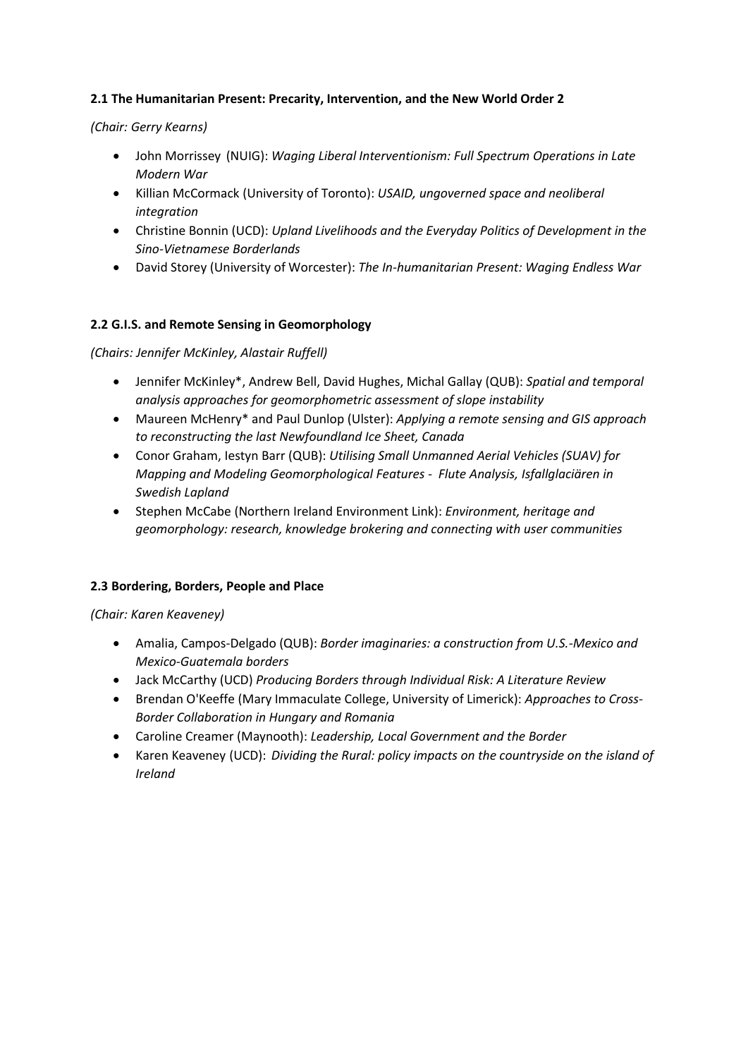#### 2.1 The Humanitarian Present: Precarity, Intervention, and the New World Order 2

*(Chair: Gerry Kearns)*

- John Morrissey (NUIG): *Waging Liberal Interventionism: Full Spectrum Operations in Late Modern War*
- Killian McCormack (University of Toronto): *USAID, ungoverned space and neoliberal integration*
- Christine Bonnin (UCD): *Upland Livelihoods and the Everyday Politics of Development in the Sino-Vietnamese Borderlands*
- David Storey (University of Worcester): *The In-humanitarian Present: Waging Endless War*

#### 2.2 G.I.S. and Remote Sensing in Geomorphology

*(Chairs: Jennifer McKinley, Alastair Ruffell)*

- Jennifer McKinley*, Andrew Bell, David Hughes, Michal Gallay (QUB): *Spatial and temporal analysis approaches for geomorphometric assessment of slope instability*
- Maureen McHenry* and Paul Dunlop (Ulster): *Applying a remote sensing and GIS approach to reconstructing the last Newfoundland Ice Sheet, Canada*
- Conor Graham, Iestyn Barr (QUB): *Utilising Small Unmanned Aerial Vehicles (SUAV) for Mapping and Modeling Geomorphological Features - Flute Analysis, Isfallglaciären in Swedish Lapland*
- Stephen McCabe (Northern Ireland Environment Link): *Environment, heritage and geomorphology: research, knowledge brokering and connecting with user communities*

#### 2.3 Bordering, Borders, People and Place

*(Chair: Karen Keaveney)*

- Amalia, Campos-Delgado (QUB): *Border imaginaries: a construction from U.S.-Mexico and Mexico-Guatemala borders*
- Jack McCarthy (UCD) *Producing Borders through Individual Risk: A Literature Review*
- Brendan O'Keeffe (Mary Immaculate College, University of Limerick): *Approaches to Cross-Border Collaboration in Hungary and Romania*
- Caroline Creamer (Maynooth): *Leadership, Local Government and the Border*
- Karen Keaveney (UCD): *Dividing the Rural: policy impacts on the countryside on the island of Ireland*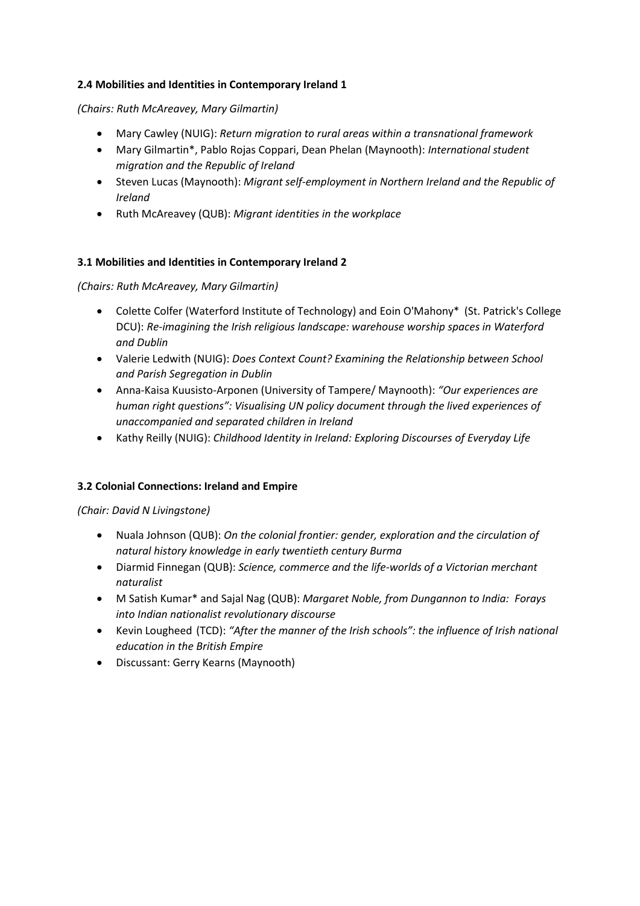**2.4 Mobilities and Identities in Contemporary Ireland 1**

*(Chairs: Ruth McAreavey, Mary Gilmartin)*

- Mary Cawley (NUIG): *Return migration to rural areas within a transnational framework*
- Mary Gilmartin*, Pablo Rojas Coppari, Dean Phelan (Maynooth): *International student migration and the Republic of Ireland*
- Steven Lucas (Maynooth): *Migrant self-employment in Northern Ireland and the Republic of Ireland*
- Ruth McAreavey (QUB): *Migrant identities in the workplace*

**3.1 Mobilities and Identities in Contemporary Ireland 2**

*(Chairs: Ruth McAreavey, Mary Gilmartin)*

- Colette Colfer (Waterford Institute of Technology) and Eoin O'Mahony* (St. Patrick's College DCU): *Re-imagining the Irish religious landscape: warehouse worship spaces in Waterford and Dublin*
- Valerie Ledwith (NUIG): *Does Context Count? Examining the Relationship between School and Parish Segregation in Dublin*
- Anna-Kaisa Kuusisto-Arponen (University of Tampere/ Maynooth): *"Our experiences are human right questions": Visualising UN policy document through the lived experiences of unaccompanied and separated children in Ireland*
- Kathy Reilly (NUIG): *Childhood Identity in Ireland: Exploring Discourses of Everyday Life*

**3.2 Colonial Connections: Ireland and Empire**

*(Chair: David N Livingstone)*

- Nuala Johnson (QUB): *On the colonial frontier: gender, exploration and the circulation of natural history knowledge in early twentieth century Burma*
- Diarmid Finnegan (QUB): *Science, commerce and the life-worlds of a Victorian merchant naturalist*
- M Satish Kumar* and Sajal Nag (QUB): *Margaret Noble, from Dungannon to India: Forays into Indian nationalist revolutionary discourse*
- Kevin Lougheed (TCD): *"After the manner of the Irish schools": the influence of Irish national education in the British Empire*
- Discussant: Gerry Kearns (Maynooth)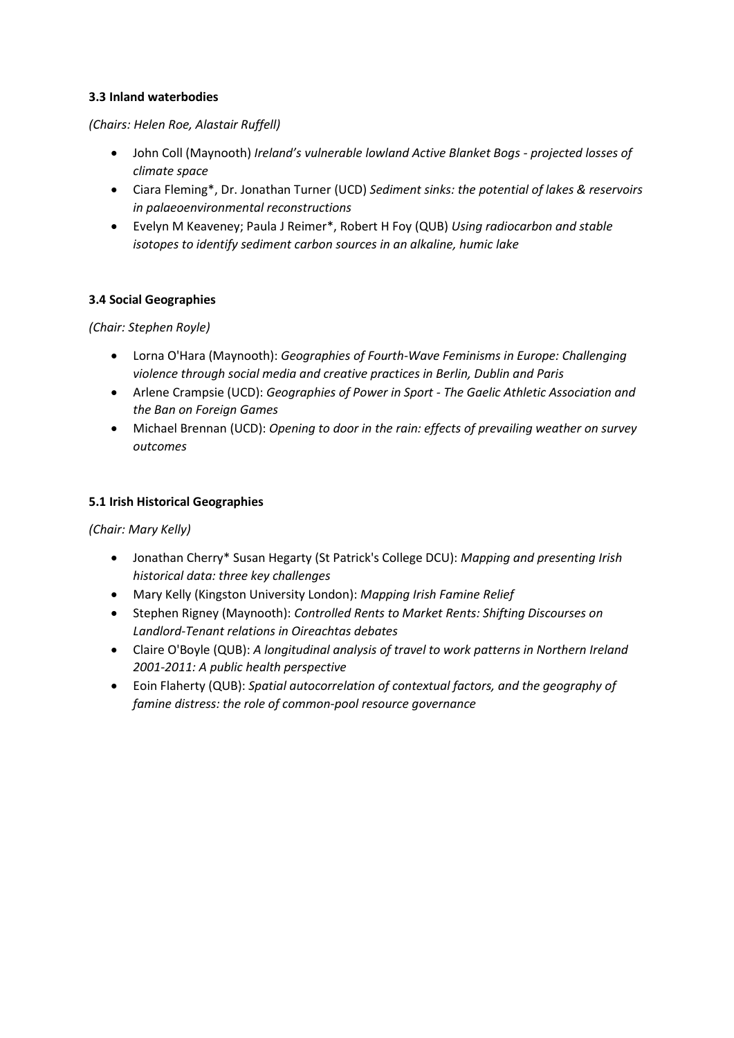### 3.3 Inland waterbodies

*(Chairs: Helen Roe, Alastair Ruffell)*

- John Coll (Maynooth) *Ireland's vulnerable lowland Active Blanket Bogs - projected losses of climate space*
- Ciara Fleming*, Dr. Jonathan Turner (UCD) *Sediment sinks: the potential of lakes & reservoirs in palaeoenvironmental reconstructions*
- Evelyn M Keaveney; Paula J Reimer*, Robert H Foy (QUB) *Using radiocarbon and stable isotopes to identify sediment carbon sources in an alkaline, humic lake*

### 3.4 Social Geographies

*(Chair: Stephen Royle)*

- Lorna O'Hara (Maynooth): *Geographies of Fourth-Wave Feminisms in Europe: Challenging violence through social media and creative practices in Berlin, Dublin and Paris*
- Arlene Crampsie (UCD): *Geographies of Power in Sport - The Gaelic Athletic Association and the Ban on Foreign Games*
- Michael Brennan (UCD): *Opening to door in the rain: effects of prevailing weather on survey outcomes*

### 5.1 Irish Historical Geographies

*(Chair: Mary Kelly)*

- Jonathan Cherry* Susan Hegarty (St Patrick's College DCU): *Mapping and presenting Irish historical data: three key challenges*
- Mary Kelly (Kingston University London): *Mapping Irish Famine Relief*
- Stephen Rigney (Maynooth): *Controlled Rents to Market Rents: Shifting Discourses on Landlord-Tenant relations in Oireachtas debates*
- Claire O'Boyle (QUB): *A longitudinal analysis of travel to work patterns in Northern Ireland 2001-2011: A public health perspective*
- Eoin Flaherty (QUB): *Spatial autocorrelation of contextual factors, and the geography of famine distress: the role of common-pool resource governance*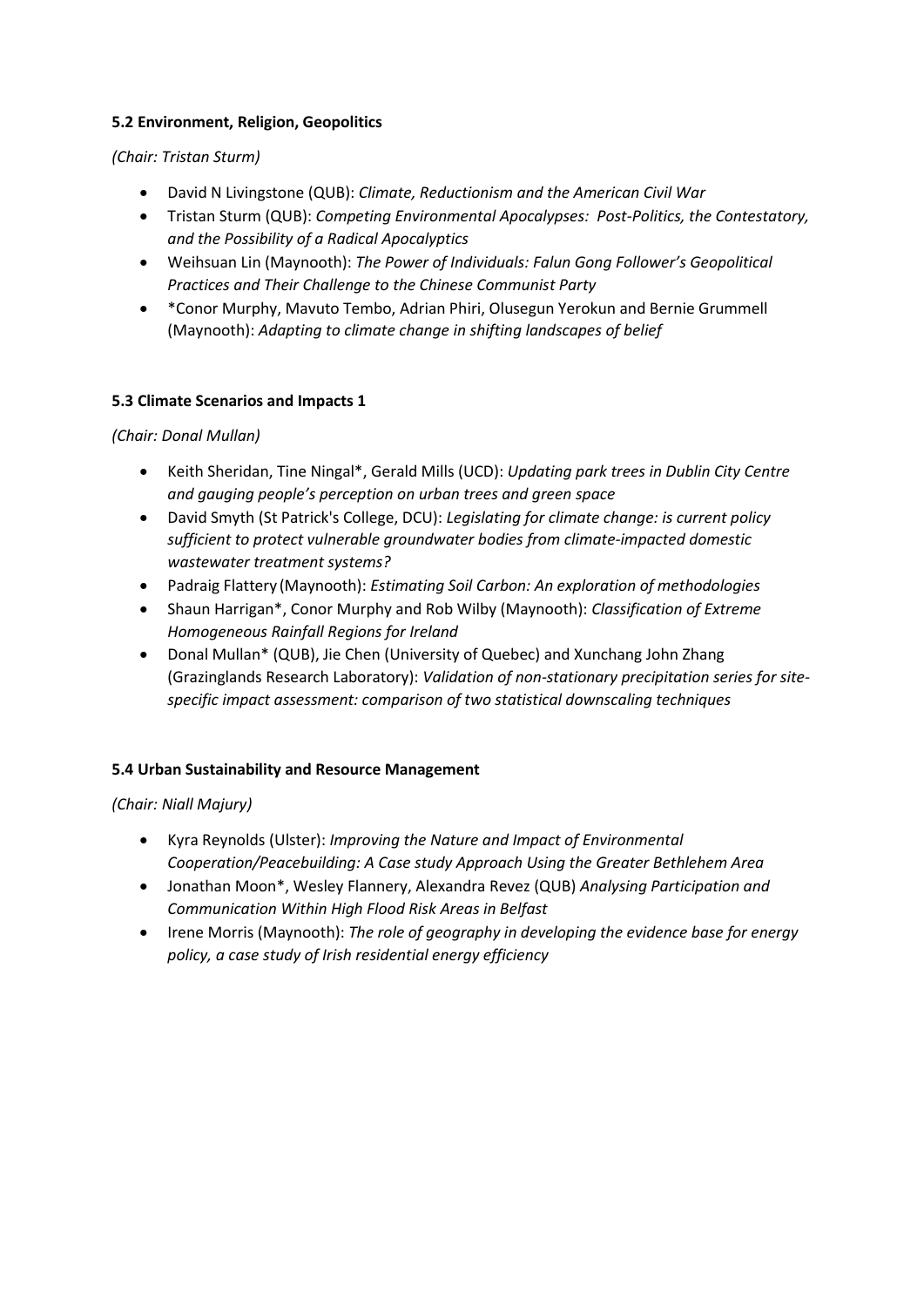**5.2 Environment, Religion, Geopolitics**

*(Chair: Tristan Sturm)*

- David N Livingstone (QUB): *Climate, Reductionism and the American Civil War*
- Tristan Sturm (QUB): *Competing Environmental Apocalypses: Post-Politics, the Contestatory, and the Possibility of a Radical Apocalyptics*
- Weihsuan Lin (Maynooth): *The Power of Individuals: Falun Gong Follower's Geopolitical Practices and Their Challenge to the Chinese Communist Party*
- *Conor Murphy, Mavuto Tembo, Adrian Phiri, Olusegun Yerokun and Bernie Grummell (Maynooth): *Adapting to climate change in shifting landscapes of belief*

**5.3 Climate Scenarios and Impacts 1**

*(Chair: Donal Mullan)*

- Keith Sheridan, Tine Ningal*, Gerald Mills (UCD): *Updating park trees in Dublin City Centre and gauging people's perception on urban trees and green space*
- David Smyth (St Patrick's College, DCU): *Legislating for climate change: is current policy sufficient to protect vulnerable groundwater bodies from climate-impacted domestic wastewater treatment systems?*
- Padraig Flattery (Maynooth): *Estimating Soil Carbon: An exploration of methodologies*
- Shaun Harrigan*, Conor Murphy and Rob Wilby (Maynooth): *Classification of Extreme Homogeneous Rainfall Regions for Ireland*
- Donal Mullan* (QUB), Jie Chen (University of Quebec) and Xunchang John Zhang (Grazinglands Research Laboratory): *Validation of non-stationary precipitation series for site-specific impact assessment: comparison of two statistical downscaling techniques*

**5.4 Urban Sustainability and Resource Management**

*(Chair: Niall Majury)*

- Kyra Reynolds (Ulster): *Improving the Nature and Impact of Environmental Cooperation/Peacebuilding: A Case study Approach Using the Greater Bethlehem Area*
- Jonathan Moon*, Wesley Flannery, Alexandra Revez (QUB) *Analysing Participation and Communication Within High Flood Risk Areas in Belfast*
- Irene Morris (Maynooth): *The role of geography in developing the evidence base for energy policy, a case study of Irish residential energy efficiency*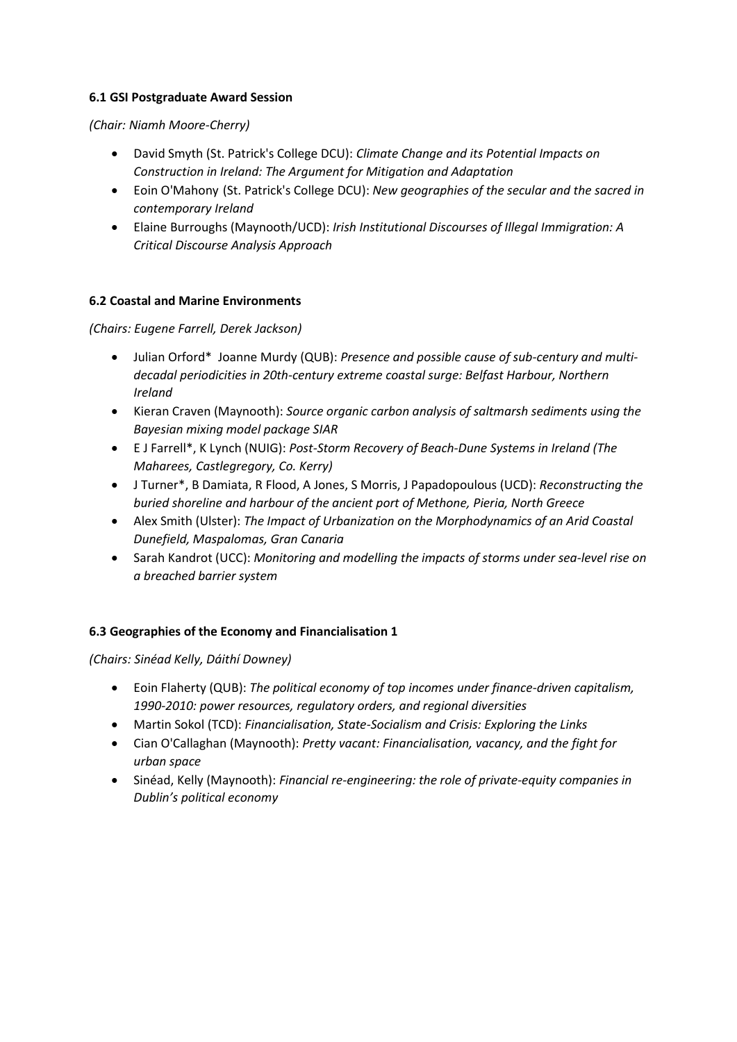**6.1 GSI Postgraduate Award Session**

*(Chair: Niamh Moore-Cherry)*

- David Smyth (St. Patrick's College DCU): *Climate Change and its Potential Impacts on Construction in Ireland: The Argument for Mitigation and Adaptation*
- Eoin O'Mahony (St. Patrick's College DCU): *New geographies of the secular and the sacred in contemporary Ireland*
- Elaine Burroughs (Maynooth/UCD): *Irish Institutional Discourses of Illegal Immigration: A Critical Discourse Analysis Approach*

**6.2 Coastal and Marine Environments**

*(Chairs: Eugene Farrell, Derek Jackson)*

- Julian Orford* Joanne Murdy (QUB): *Presence and possible cause of sub-century and multi-decadal periodicities in 20th-century extreme coastal surge: Belfast Harbour, Northern Ireland*
- Kieran Craven (Maynooth): *Source organic carbon analysis of saltmarsh sediments using the Bayesian mixing model package SIAR*
- E J Farrell*, K Lynch (NUIG): *Post-Storm Recovery of Beach-Dune Systems in Ireland (The Maharees, Castlegregory, Co. Kerry)*
- J Turner*, B Damiata, R Flood, A Jones, S Morris, J Papadopoulous (UCD): *Reconstructing the buried shoreline and harbour of the ancient port of Methone, Pieria, North Greece*
- Alex Smith (Ulster): *The Impact of Urbanization on the Morphodynamics of an Arid Coastal Dunefield, Maspalomas, Gran Canaria*
- Sarah Kandrot (UCC): *Monitoring and modelling the impacts of storms under sea-level rise on a breached barrier system*

**6.3 Geographies of the Economy and Financialisation 1**

*(Chairs: Sinéad Kelly, Dáithí Downey)*

- Eoin Flaherty (QUB): *The political economy of top incomes under finance-driven capitalism, 1990-2010: power resources, regulatory orders, and regional diversities*
- Martin Sokol (TCD): *Financialisation, State-Socialism and Crisis: Exploring the Links*
- Cian O'Callaghan (Maynooth): *Pretty vacant: Financialisation, vacancy, and the fight for urban space*
- Sinéad, Kelly (Maynooth): *Financial re-engineering: the role of private-equity companies in Dublin's political economy*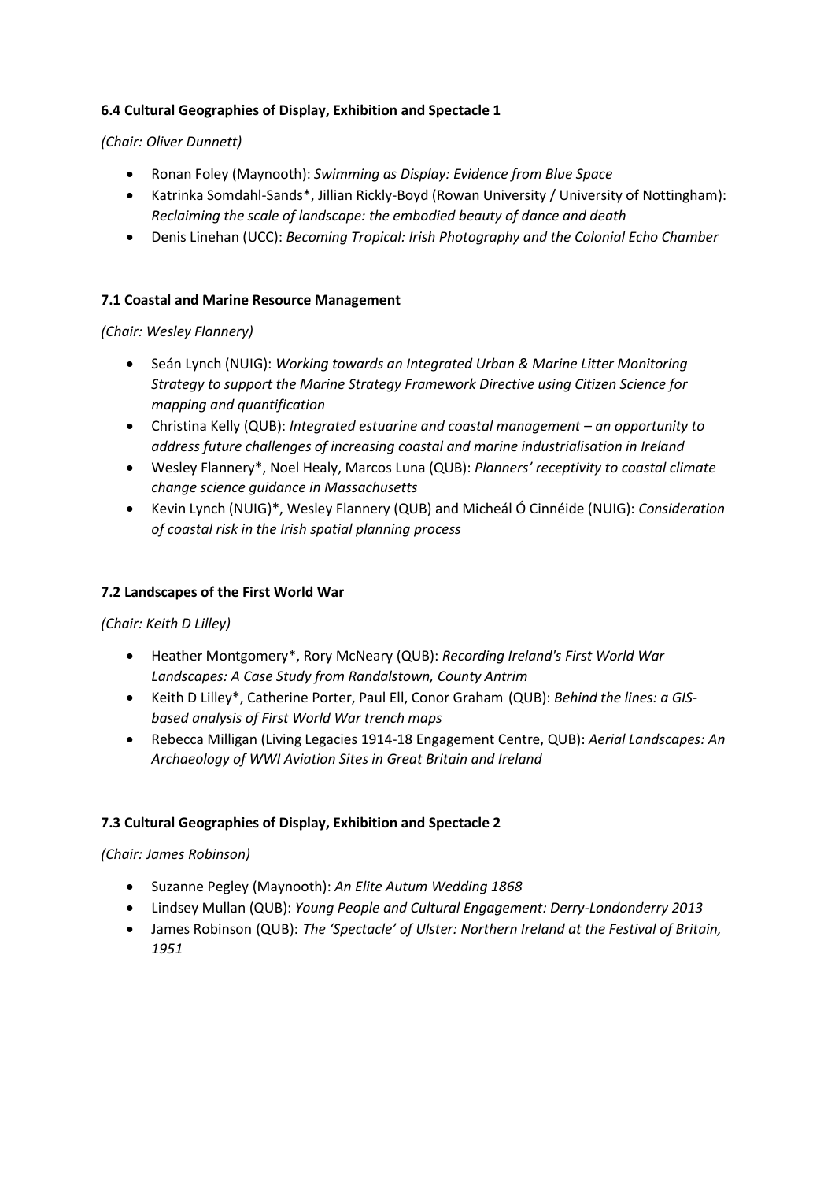**6.4 Cultural Geographies of Display, Exhibition and Spectacle 1**

*(Chair: Oliver Dunnett)*

- Ronan Foley (Maynooth): *Swimming as Display: Evidence from Blue Space*
- Katrinka Somdahl-Sands*, Jillian Rickly-Boyd (Rowan University / University of Nottingham): *Reclaiming the scale of landscape: the embodied beauty of dance and death*
- Denis Linehan (UCC): *Becoming Tropical: Irish Photography and the Colonial Echo Chamber*

**7.1 Coastal and Marine Resource Management**

*(Chair: Wesley Flannery)*

- Seán Lynch (NUIG): *Working towards an Integrated Urban & Marine Litter Monitoring Strategy to support the Marine Strategy Framework Directive using Citizen Science for mapping and quantification*
- Christina Kelly (QUB): *Integrated estuarine and coastal management – an opportunity to address future challenges of increasing coastal and marine industrialisation in Ireland*
- Wesley Flannery*, Noel Healy, Marcos Luna (QUB): *Planners' receptivity to coastal climate change science guidance in Massachusetts*
- Kevin Lynch (NUIG)*, Wesley Flannery (QUB) and Micheál Ó Cinnéide (NUIG): *Consideration of coastal risk in the Irish spatial planning process*

**7.2 Landscapes of the First World War**

*(Chair: Keith D Lilley)*

- Heather Montgomery*, Rory McNeary (QUB): *Recording Ireland's First World War Landscapes: A Case Study from Randalstown, County Antrim*
- Keith D Lilley*, Catherine Porter, Paul Ell, Conor Graham (QUB): *Behind the lines: a GIS-based analysis of First World War trench maps*
- Rebecca Milligan (Living Legacies 1914-18 Engagement Centre, QUB): *Aerial Landscapes: An Archaeology of WWI Aviation Sites in Great Britain and Ireland*

**7.3 Cultural Geographies of Display, Exhibition and Spectacle 2**

*(Chair: James Robinson)*

- Suzanne Pegley (Maynooth): *An Elite Autum Wedding 1868*
- Lindsey Mullan (QUB): *Young People and Cultural Engagement: Derry-Londonderry 2013*
- James Robinson (QUB): *The 'Spectacle' of Ulster: Northern Ireland at the Festival of Britain, 1951*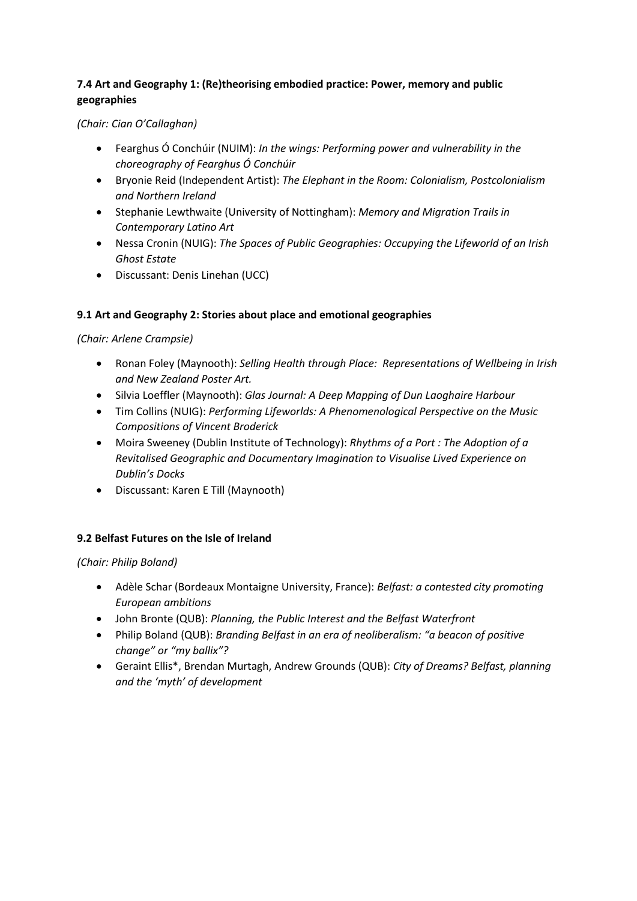### **7.4 Art and Geography 1: (Re)theorising embodied practice: Power, memory and public geographies**

*(Chair: Cian O'Callaghan)*

- Fearghus Ó Conchúir (NUIM): *In the wings: Performing power and vulnerability in the choreography of Fearghus Ó Conchúir*
- Bryonie Reid (Independent Artist): *The Elephant in the Room: Colonialism, Postcolonialism and Northern Ireland*
- Stephanie Lewthwaite (University of Nottingham): *Memory and Migration Trails in Contemporary Latino Art*
- Nessa Cronin (NUIG): *The Spaces of Public Geographies: Occupying the Lifeworld of an Irish Ghost Estate*
- Discussant: Denis Linehan (UCC)

### **9.1 Art and Geography 2: Stories about place and emotional geographies**

*(Chair: Arlene Crampsie)*

- Ronan Foley (Maynooth): *Selling Health through Place: Representations of Wellbeing in Irish and New Zealand Poster Art.*
- Silvia Loeffler (Maynooth): *Glas Journal: A Deep Mapping of Dun Laoghaire Harbour*
- Tim Collins (NUIG): *Performing Lifeworlds: A Phenomenological Perspective on the Music Compositions of Vincent Broderick*
- Moira Sweeney (Dublin Institute of Technology): *Rhythms of a Port : The Adoption of a Revitalised Geographic and Documentary Imagination to Visualise Lived Experience on Dublin's Docks*
- Discussant: Karen E Till (Maynooth)

### **9.2 Belfast Futures on the Isle of Ireland**

*(Chair: Philip Boland)*

- Adèle Schar (Bordeaux Montaigne University, France): *Belfast: a contested city promoting European ambitions*
- John Bronte (QUB): *Planning, the Public Interest and the Belfast Waterfront*
- Philip Boland (QUB): *Branding Belfast in an era of neoliberalism: "a beacon of positive change" or "my ballix"?*
- Geraint Ellis*, Brendan Murtagh, Andrew Grounds (QUB): *City of Dreams? Belfast, planning and the 'myth' of development*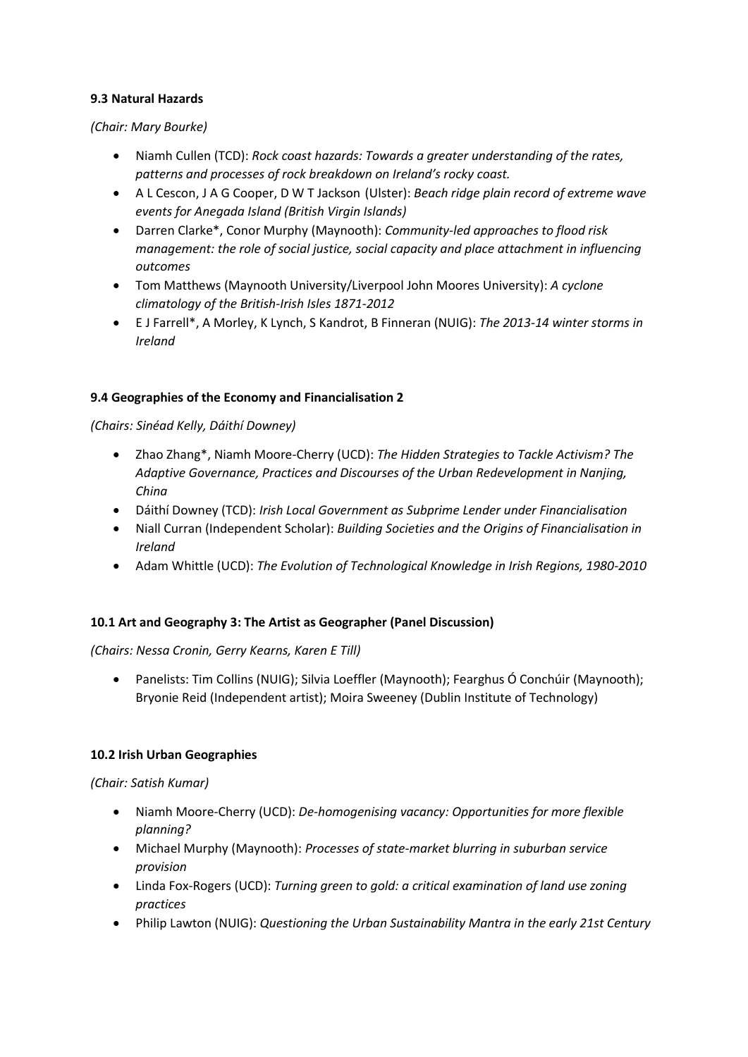**9.3 Natural Hazards**

*(Chair: Mary Bourke)*

- Niamh Cullen (TCD): *Rock coast hazards: Towards a greater understanding of the rates, patterns and processes of rock breakdown on Ireland's rocky coast.*
- A L Cescon, J A G Cooper, D W T Jackson (Ulster): *Beach ridge plain record of extreme wave events for Anegada Island (British Virgin Islands)*
- Darren Clarke*, Conor Murphy (Maynooth): *Community-led approaches to flood risk management: the role of social justice, social capacity and place attachment in influencing outcomes*
- Tom Matthews (Maynooth University/Liverpool John Moores University): *A cyclone climatology of the British-Irish Isles 1871-2012*
- E J Farrell*, A Morley, K Lynch, S Kandrot, B Finneran (NUIG): *The 2013-14 winter storms in Ireland*

**9.4 Geographies of the Economy and Financialisation 2**

*(Chairs: Sinéad Kelly, Dáithí Downey)*

- Zhao Zhang*, Niamh Moore-Cherry (UCD): *The Hidden Strategies to Tackle Activism? The Adaptive Governance, Practices and Discourses of the Urban Redevelopment in Nanjing, China*
- Dáithí Downey (TCD): *Irish Local Government as Subprime Lender under Financialisation*
- Niall Curran (Independent Scholar): *Building Societies and the Origins of Financialisation in Ireland*
- Adam Whittle (UCD): *The Evolution of Technological Knowledge in Irish Regions, 1980-2010*

**10.1 Art and Geography 3: The Artist as Geographer (Panel Discussion)**

*(Chairs: Nessa Cronin, Gerry Kearns, Karen E Till)*

- Panelists: Tim Collins (NUIG); Silvia Loeffler (Maynooth); Fearghus Ó Conchúir (Maynooth); Bryonie Reid (Independent artist); Moira Sweeney (Dublin Institute of Technology)

**10.2 Irish Urban Geographies**

*(Chair: Satish Kumar)*

- Niamh Moore-Cherry (UCD): *De-homogenising vacancy: Opportunities for more flexible planning?*
- Michael Murphy (Maynooth): *Processes of state-market blurring in suburban service provision*
- Linda Fox-Rogers (UCD): *Turning green to gold: a critical examination of land use zoning practices*
- Philip Lawton (NUIG): *Questioning the Urban Sustainability Mantra in the early 21st Century*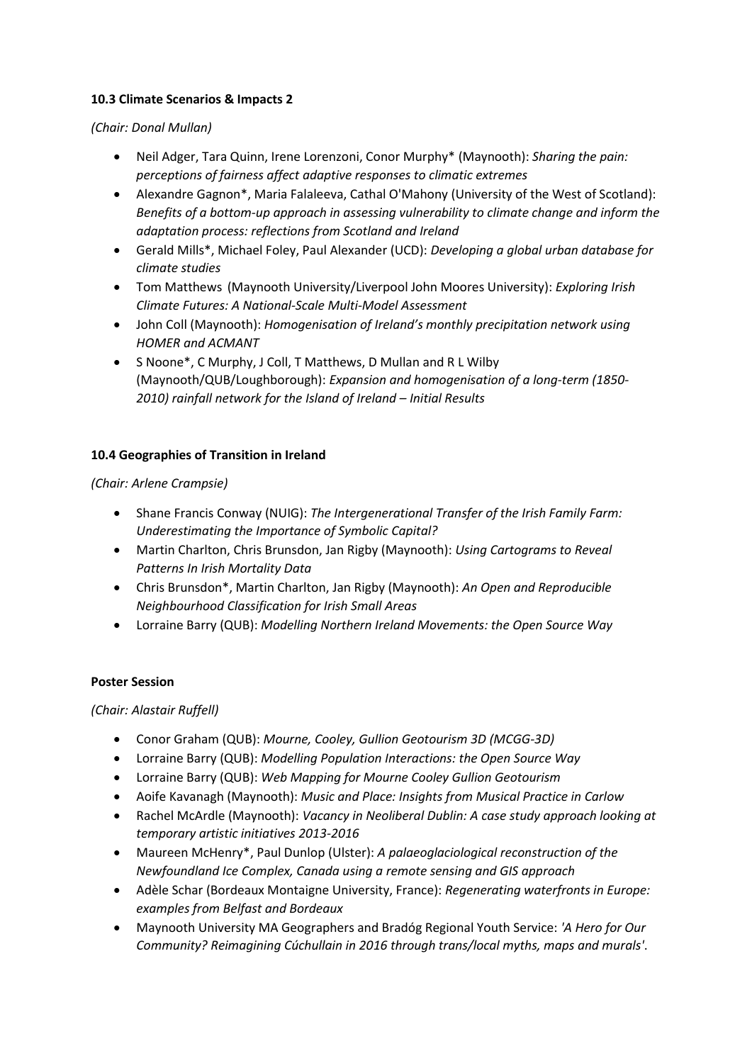**10.3 Climate Scenarios & Impacts 2**

*(Chair: Donal Mullan)*

- Neil Adger, Tara Quinn, Irene Lorenzoni, Conor Murphy* (Maynooth): *Sharing the pain: perceptions of fairness affect adaptive responses to climatic extremes*
- Alexandre Gagnon*, Maria Falaleeva, Cathal O'Mahony (University of the West of Scotland): *Benefits of a bottom-up approach in assessing vulnerability to climate change and inform the adaptation process: reflections from Scotland and Ireland*
- Gerald Mills*, Michael Foley, Paul Alexander (UCD): *Developing a global urban database for climate studies*
- Tom Matthews (Maynooth University/Liverpool John Moores University): *Exploring Irish Climate Futures: A National-Scale Multi-Model Assessment*
- John Coll (Maynooth): *Homogenisation of Ireland's monthly precipitation network using HOMER and ACMANT*
- S Noone*, C Murphy, J Coll, T Matthews, D Mullan and R L Wilby (Maynooth/QUB/Loughborough): *Expansion and homogenisation of a long-term (1850-2010) rainfall network for the Island of Ireland – Initial Results*

**10.4 Geographies of Transition in Ireland**

*(Chair: Arlene Crampsie)*

- Shane Francis Conway (NUIG): *The Intergenerational Transfer of the Irish Family Farm: Underestimating the Importance of Symbolic Capital?*
- Martin Charlton, Chris Brunsdon, Jan Rigby (Maynooth): *Using Cartograms to Reveal Patterns In Irish Mortality Data*
- Chris Brunsdon*, Martin Charlton, Jan Rigby (Maynooth): *An Open and Reproducible Neighbourhood Classification for Irish Small Areas*
- Lorraine Barry (QUB): *Modelling Northern Ireland Movements: the Open Source Way*

**Poster Session**

*(Chair: Alastair Ruffell)*

- Conor Graham (QUB): *Mourne, Cooley, Gullion Geotourism 3D (MCGG-3D)*
- Lorraine Barry (QUB): *Modelling Population Interactions: the Open Source Way*
- Lorraine Barry (QUB): *Web Mapping for Mourne Cooley Gullion Geotourism*
- Aoife Kavanagh (Maynooth): *Music and Place: Insights from Musical Practice in Carlow*
- Rachel McArdle (Maynooth): *Vacancy in Neoliberal Dublin: A case study approach looking at temporary artistic initiatives 2013-2016*
- Maureen McHenry*, Paul Dunlop (Ulster): *A palaeoglaciological reconstruction of the Newfoundland Ice Complex, Canada using a remote sensing and GIS approach*
- Adèle Schar (Bordeaux Montaigne University, France): *Regenerating waterfronts in Europe: examples from Belfast and Bordeaux*
- Maynooth University MA Geographers and Bradóg Regional Youth Service: *'A Hero for Our Community? Reimagining Cúchullain in 2016 through trans/local myths, maps and murals'*.